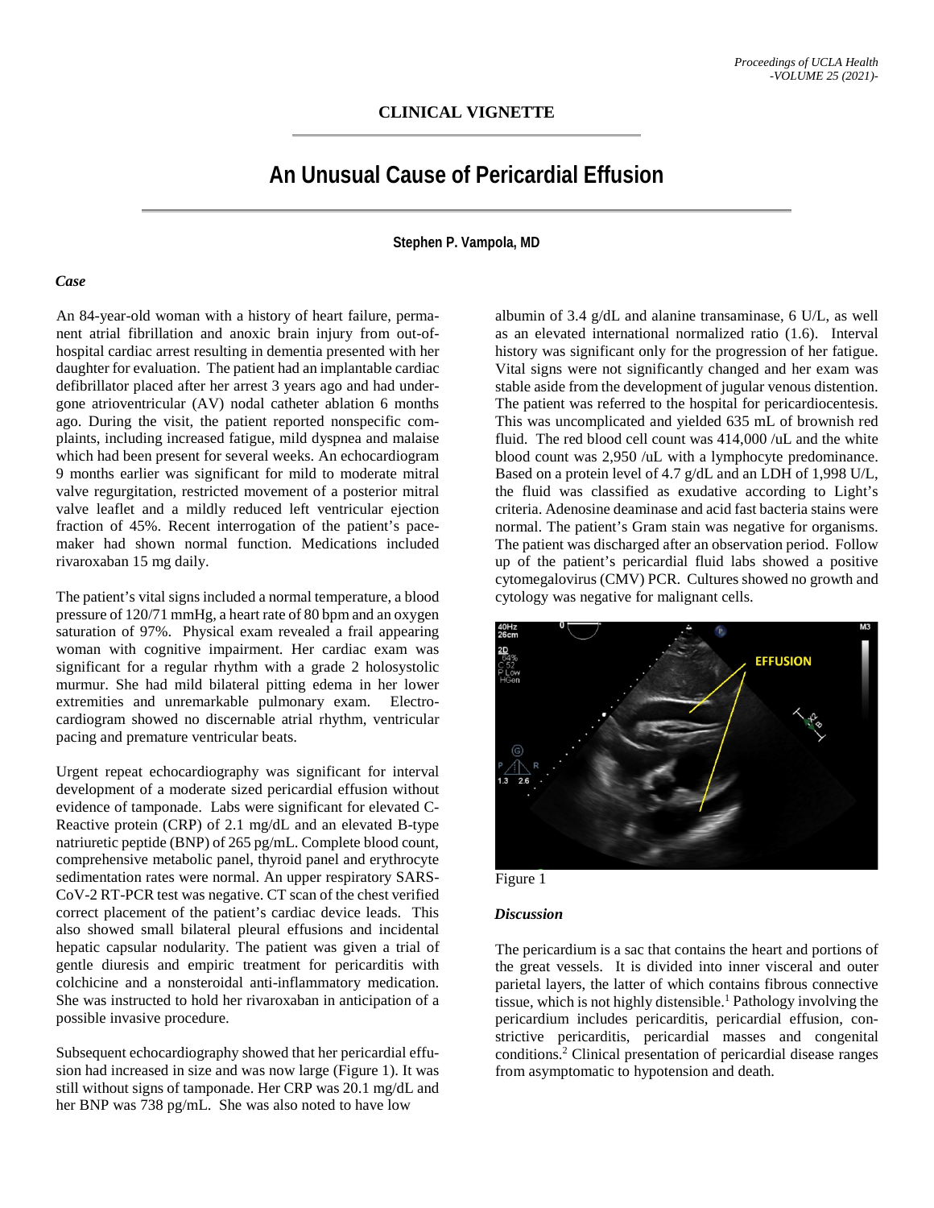## CLINICAL VIGNETTE

# An Unusual Cause of Pericardial Effusion

**Stephen P. Vampola, MD**

### *Case*

An 84-year-old woman with a history of heart failure, permanent atrial fibrillation and anoxic brain injury from out-of-hospital cardiac arrest resulting in dementia presented with her daughter for evaluation. The patient had an implantable cardiac defibrillator placed after her arrest 3 years ago and had undergone atrioventricular (AV) nodal catheter ablation 6 months ago. During the visit, the patient reported nonspecific complaints, including increased fatigue, mild dyspnea and malaise which had been present for several weeks. An echocardiogram 9 months earlier was significant for mild to moderate mitral valve regurgitation, restricted movement of a posterior mitral valve leaflet and a mildly reduced left ventricular ejection fraction of 45%. Recent interrogation of the patient's pacemaker had shown normal function. Medications included rivaroxaban 15 mg daily.

The patient's vital signs included a normal temperature, a blood pressure of 120/71 mmHg, a heart rate of 80 bpm and an oxygen saturation of 97%. Physical exam revealed a frail appearing woman with cognitive impairment. Her cardiac exam was significant for a regular rhythm with a grade 2 holosystolic murmur. She had mild bilateral pitting edema in her lower extremities and unremarkable pulmonary exam. Electrocardiogram showed no discernable atrial rhythm, ventricular pacing and premature ventricular beats.

Urgent repeat echocardiography was significant for interval development of a moderate sized pericardial effusion without evidence of tamponade. Labs were significant for elevated C-Reactive protein (CRP) of 2.1 mg/dL and an elevated B-type natriuretic peptide (BNP) of 265 pg/mL. Complete blood count, comprehensive metabolic panel, thyroid panel and erythrocyte sedimentation rates were normal. An upper respiratory SARS-CoV-2 RT-PCR test was negative. CT scan of the chest verified correct placement of the patient's cardiac device leads. This also showed small bilateral pleural effusions and incidental hepatic capsular nodularity. The patient was given a trial of gentle diuresis and empiric treatment for pericarditis with colchicine and a nonsteroidal anti-inflammatory medication. She was instructed to hold her rivaroxaban in anticipation of a possible invasive procedure.

Subsequent echocardiography showed that her pericardial effusion had increased in size and was now large (Figure 1). It was still without signs of tamponade. Her CRP was 20.1 mg/dL and her BNP was 738 pg/mL. She was also noted to have low albumin of 3.4 g/dL and alanine transaminase, 6 U/L, as well as an elevated international normalized ratio (1.6). Interval history was significant only for the progression of her fatigue. Vital signs were not significantly changed and her exam was stable aside from the development of jugular venous distention. The patient was referred to the hospital for pericardiocentesis. This was uncomplicated and yielded 635 mL of brownish red fluid. The red blood cell count was 414,000 /uL and the white blood count was 2,950 /uL with a lymphocyte predominance. Based on a protein level of 4.7 g/dL and an LDH of 1,998 U/L, the fluid was classified as exudative according to Light's criteria. Adenosine deaminase and acid fast bacteria stains were normal. The patient's Gram stain was negative for organisms. The patient was discharged after an observation period. Follow up of the patient's pericardial fluid labs showed a positive cytomegalovirus (CMV) PCR. Cultures showed no growth and cytology was negative for malignant cells.

Figure 1

### *Discussion*

The pericardium is a sac that contains the heart and portions of the great vessels. It is divided into inner visceral and outer parietal layers, the latter of which contains fibrous connective tissue, which is not highly distensible.[1] Pathology involving the pericardium includes pericarditis, pericardial effusion, constrictive pericarditis, pericardial masses and congenital conditions.[2] Clinical presentation of pericardial disease ranges from asymptomatic to hypotension and death.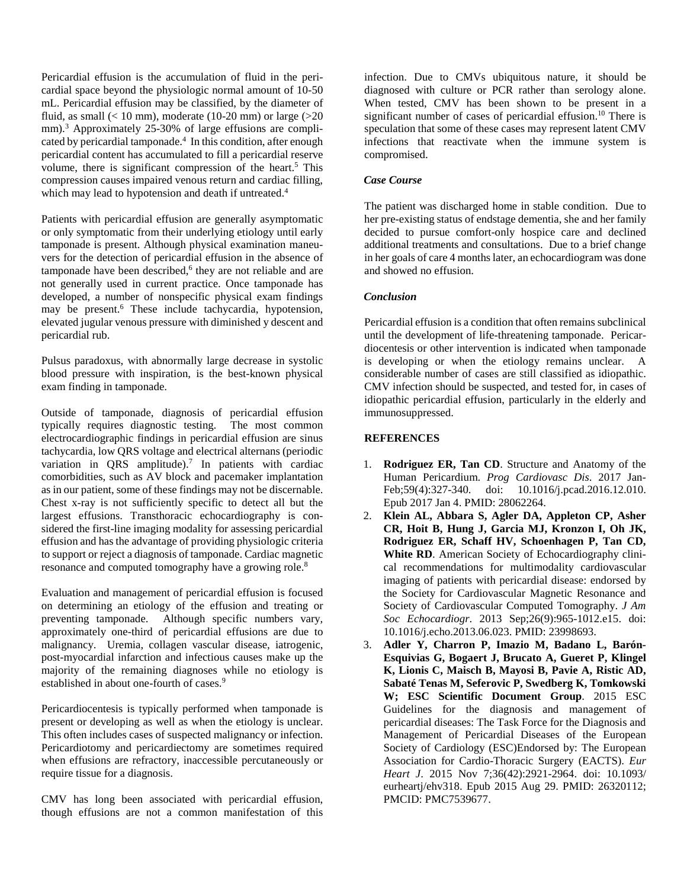Pericardial effusion is the accumulation of fluid in the pericardial space beyond the physiologic normal amount of 10-50 mL. Pericardial effusion may be classified, by the diameter of fluid, as small (< 10 mm), moderate (10-20 mm) or large (>20 mm).[3] Approximately 25-30% of large effusions are complicated by pericardial tamponade.[4] In this condition, after enough pericardial content has accumulated to fill a pericardial reserve volume, there is significant compression of the heart.[5] This compression causes impaired venous return and cardiac filling, which may lead to hypotension and death if untreated.[4]

Patients with pericardial effusion are generally asymptomatic or only symptomatic from their underlying etiology until early tamponade is present. Although physical examination maneuvers for the detection of pericardial effusion in the absence of tamponade have been described,[6] they are not reliable and are not generally used in current practice. Once tamponade has developed, a number of nonspecific physical exam findings may be present.[6] These include tachycardia, hypotension, elevated jugular venous pressure with diminished y descent and pericardial rub.

Pulsus paradoxus, with abnormally large decrease in systolic blood pressure with inspiration, is the best-known physical exam finding in tamponade.

Outside of tamponade, diagnosis of pericardial effusion typically requires diagnostic testing. The most common electrocardiographic findings in pericardial effusion are sinus tachycardia, low QRS voltage and electrical alternans (periodic variation in QRS amplitude).[7] In patients with cardiac comorbidities, such as AV block and pacemaker implantation as in our patient, some of these findings may not be discernable. Chest x-ray is not sufficiently specific to detect all but the largest effusions. Transthoracic echocardiography is considered the first-line imaging modality for assessing pericardial effusion and has the advantage of providing physiologic criteria to support or reject a diagnosis of tamponade. Cardiac magnetic resonance and computed tomography have a growing role.[8]

Evaluation and management of pericardial effusion is focused on determining an etiology of the effusion and treating or preventing tamponade. Although specific numbers vary, approximately one-third of pericardial effusions are due to malignancy. Uremia, collagen vascular disease, iatrogenic, post-myocardial infarction and infectious causes make up the majority of the remaining diagnoses while no etiology is established in about one-fourth of cases.[9]

Pericardiocentesis is typically performed when tamponade is present or developing as well as when the etiology is unclear. This often includes cases of suspected malignancy or infection. Pericardiotomy and pericardiectomy are sometimes required when effusions are refractory, inaccessible percutaneously or require tissue for a diagnosis.

CMV has long been associated with pericardial effusion, though effusions are not a common manifestation of this infection. Due to CMVs ubiquitous nature, it should be diagnosed with culture or PCR rather than serology alone. When tested, CMV has been shown to be present in a significant number of cases of pericardial effusion.[10] There is speculation that some of these cases may represent latent CMV infections that reactivate when the immune system is compromised.

### *Case Course*

The patient was discharged home in stable condition. Due to her pre-existing status of endstage dementia, she and her family decided to pursue comfort-only hospice care and declined additional treatments and consultations. Due to a brief change in her goals of care 4 months later, an echocardiogram was done and showed no effusion.

### *Conclusion*

Pericardial effusion is a condition that often remains subclinical until the development of life-threatening tamponade. Pericardiocentesis or other intervention is indicated when tamponade is developing or when the etiology remains unclear. A considerable number of cases are still classified as idiopathic. CMV infection should be suspected, and tested for, in cases of idiopathic pericardial effusion, particularly in the elderly and immunosuppressed.

## REFERENCES

1. **Rodriguez ER, Tan CD**. Structure and Anatomy of the Human Pericardium. *Prog Cardiovasc Dis*. 2017 Jan-Feb;59(4):327-340. doi: 10.1016/j.pcad.2016.12.010. Epub 2017 Jan 4. PMID: 28062264.
2. **Klein AL, Abbara S, Agler DA, Appleton CP, Asher CR, Hoit B, Hung J, Garcia MJ, Kronzon I, Oh JK, Rodriguez ER, Schaff HV, Schoenhagen P, Tan CD, White RD**. American Society of Echocardiography clinical recommendations for multimodality cardiovascular imaging of patients with pericardial disease: endorsed by the Society for Cardiovascular Magnetic Resonance and Society of Cardiovascular Computed Tomography. *J Am Soc Echocardiogr*. 2013 Sep;26(9):965-1012.e15. doi: 10.1016/j.echo.2013.06.023. PMID: 23998693.
3. **Adler Y, Charron P, Imazio M, Badano L, Barón-Esquivias G, Bogaert J, Brucato A, Gueret P, Klingel K, Lionis C, Maisch B, Mayosi B, Pavie A, Ristic AD, Sabaté Tenas M, Seferovic P, Swedberg K, Tomkowski W; ESC Scientific Document Group**. 2015 ESC Guidelines for the diagnosis and management of pericardial diseases: The Task Force for the Diagnosis and Management of Pericardial Diseases of the European Society of Cardiology (ESC)Endorsed by: The European Association for Cardio-Thoracic Surgery (EACTS). *Eur Heart J*. 2015 Nov 7;36(42):2921-2964. doi: 10.1093/eurheartj/ehv318. Epub 2015 Aug 29. PMID: 26320112; PMCID: PMC7539677.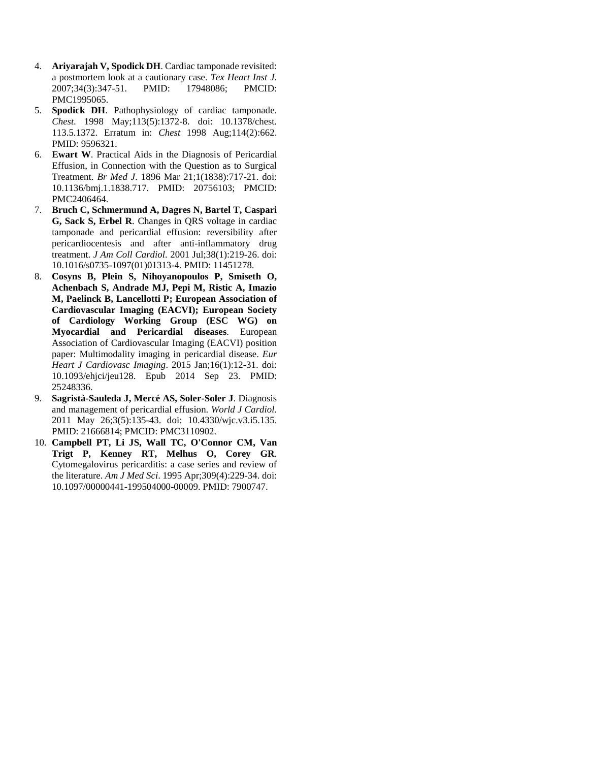4. **Ariyarajah V, Spodick DH**. Cardiac tamponade revisited: a postmortem look at a cautionary case. *Tex Heart Inst J*. 2007;34(3):347-51. PMID: 17948086; PMCID: PMC1995065.
5. **Spodick DH**. Pathophysiology of cardiac tamponade. *Chest.* 1998 May;113(5):1372-8. doi: 10.1378/chest. 113.5.1372. Erratum in: *Chest* 1998 Aug;114(2):662. PMID: 9596321.
6. **Ewart W**. Practical Aids in the Diagnosis of Pericardial Effusion, in Connection with the Question as to Surgical Treatment. *Br Med J*. 1896 Mar 21;1(1838):717-21. doi: 10.1136/bmj.1.1838.717. PMID: 20756103; PMCID: PMC2406464.
7. **Bruch C, Schmermund A, Dagres N, Bartel T, Caspari G, Sack S, Erbel R**. Changes in QRS voltage in cardiac tamponade and pericardial effusion: reversibility after pericardiocentesis and after anti-inflammatory drug treatment. *J Am Coll Cardiol*. 2001 Jul;38(1):219-26. doi: 10.1016/s0735-1097(01)01313-4. PMID: 11451278.
8. **Cosyns B, Plein S, Nihoyanopoulos P, Smiseth O, Achenbach S, Andrade MJ, Pepi M, Ristic A, Imazio M, Paelinck B, Lancellotti P; European Association of Cardiovascular Imaging (EACVI); European Society of Cardiology Working Group (ESC WG) on Myocardial and Pericardial diseases**. European Association of Cardiovascular Imaging (EACVI) position paper: Multimodality imaging in pericardial disease. *Eur Heart J Cardiovasc Imaging*. 2015 Jan;16(1):12-31. doi: 10.1093/ehjci/jeu128. Epub 2014 Sep 23. PMID: 25248336.
9. **Sagristà-Sauleda J, Mercé AS, Soler-Soler J**. Diagnosis and management of pericardial effusion. *World J Cardiol*. 2011 May 26;3(5):135-43. doi: 10.4330/wjc.v3.i5.135. PMID: 21666814; PMCID: PMC3110902.
10. **Campbell PT, Li JS, Wall TC, O'Connor CM, Van Trigt P, Kenney RT, Melhus O, Corey GR**. Cytomegalovirus pericarditis: a case series and review of the literature. *Am J Med Sci*. 1995 Apr;309(4):229-34. doi: 10.1097/00000441-199504000-00009. PMID: 7900747.